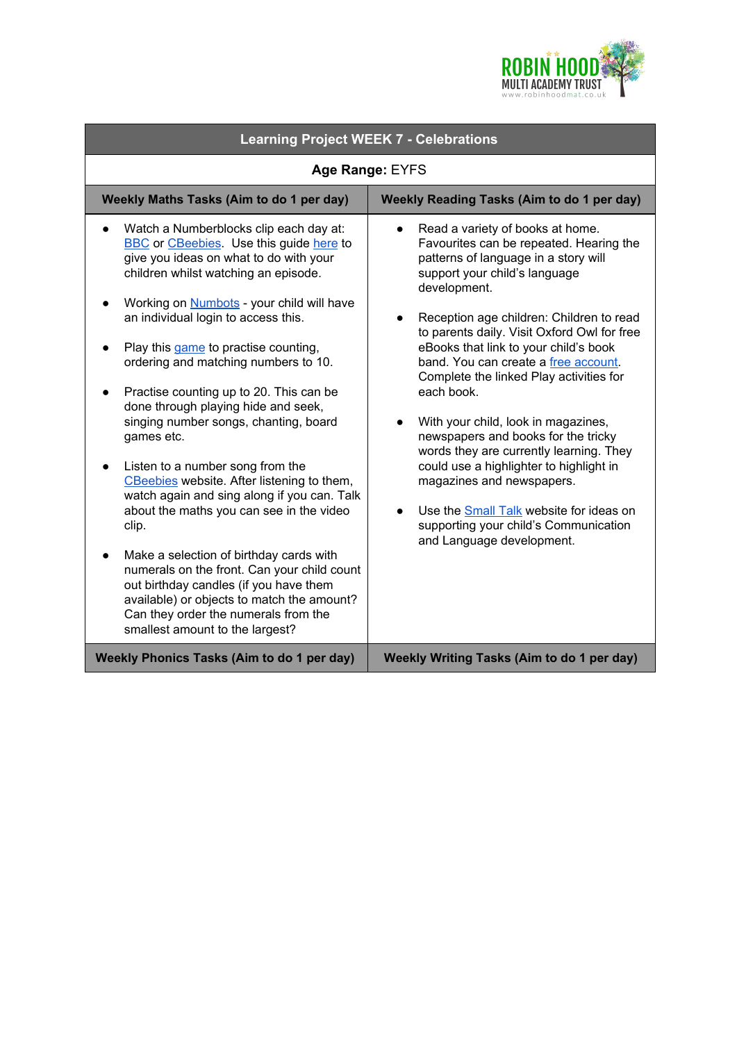| Learning Project WEEK 7 - Celebrations | |
|---|---|
| **Age Range:** EYFS | |
| **Weekly Maths Tasks (Aim to do 1 per day)** | **Weekly Reading Tasks (Aim to do 1 per day)** |
| • Watch a Numberblocks clip each day at: BBC or CBeebies. Use this guide here to give you ideas on what to do with your children whilst watching an episode.<br><br>• Working on Numbots - your child will have an individual login to access this.<br><br>• Play this game to practise counting, ordering and matching numbers to 10.<br><br>• Practise counting up to 20. This can be done through playing hide and seek, singing number songs, chanting, board games etc.<br><br>• Listen to a number song from the CBeebies website. After listening to them, watch again and sing along if you can. Talk about the maths you can see in the video clip.<br><br>• Make a selection of birthday cards with numerals on the front. Can your child count out birthday candles (if you have them available) or objects to match the amount? Can they order the numerals from the smallest amount to the largest? | • Read a variety of books at home. Favourites can be repeated. Hearing the patterns of language in a story will support your child's language development.<br><br>• Reception age children: Children to read to parents daily. Visit Oxford Owl for free eBooks that link to your child's book band. You can create a free account. Complete the linked Play activities for each book.<br><br>• With your child, look in magazines, newspapers and books for the tricky words they are currently learning. They could use a highlighter to highlight in magazines and newspapers.<br><br>• Use the Small Talk website for ideas on supporting your child's Communication and Language development. |
| **Weekly Phonics Tasks (Aim to do 1 per day)** | **Weekly Writing Tasks (Aim to do 1 per day)** |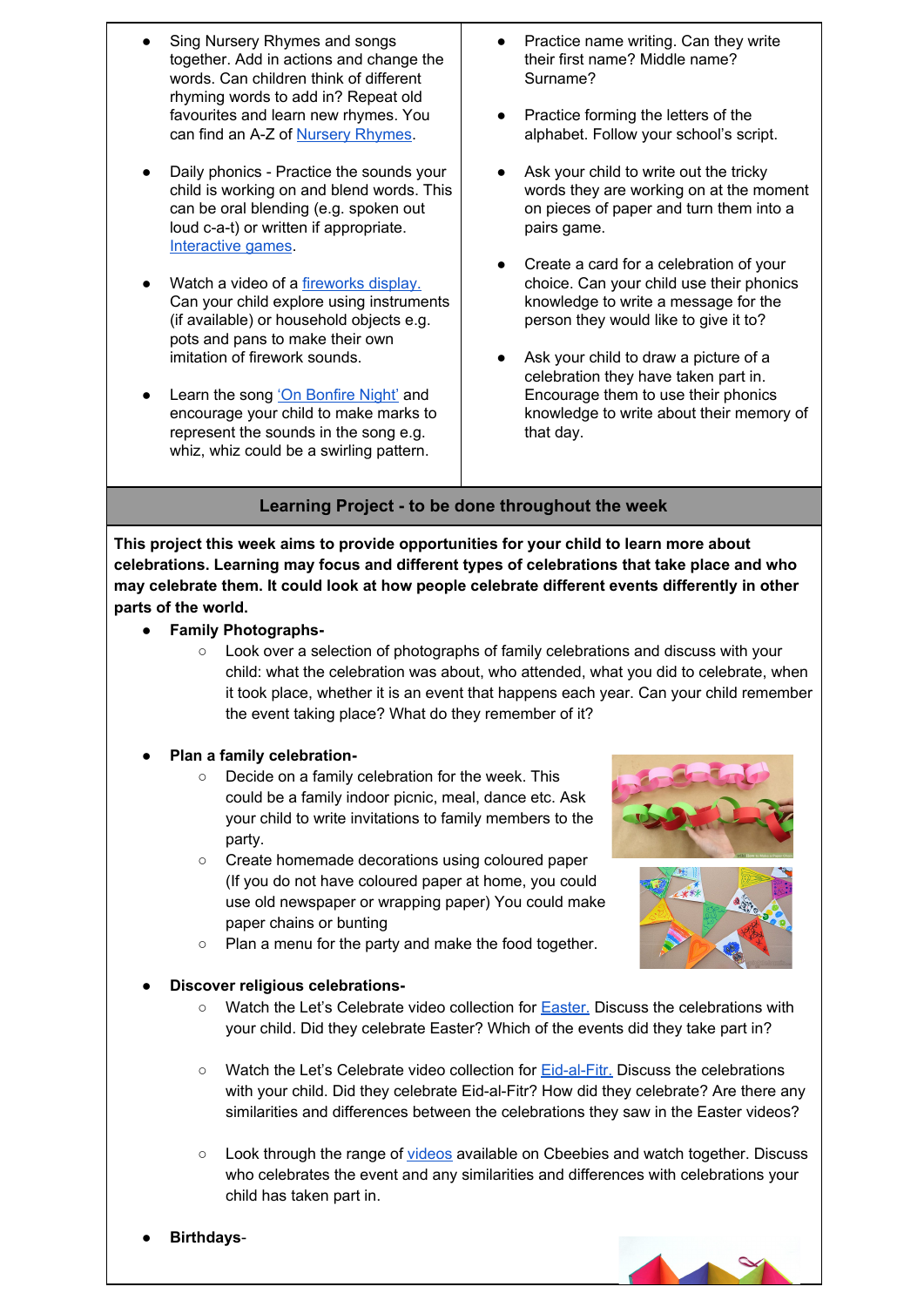- Sing Nursery Rhymes and songs together. Add in actions and change the words. Can children think of different rhyming words to add in? Repeat old favourites and learn new rhymes. You can find an A-Z of Nursery Rhymes.
- Daily phonics - Practice the sounds your child is working on and blend words. This can be oral blending (e.g. spoken out loud c-a-t) or written if appropriate. Interactive games.
- Watch a video of a fireworks display. Can your child explore using instruments (if available) or household objects e.g. pots and pans to make their own imitation of firework sounds.
- Learn the song 'On Bonfire Night' and encourage your child to make marks to represent the sounds in the song e.g. whiz, whiz could be a swirling pattern.
- Practice name writing. Can they write their first name? Middle name? Surname?
- Practice forming the letters of the alphabet. Follow your school's script.
- Ask your child to write out the tricky words they are working on at the moment on pieces of paper and turn them into a pairs game.
- Create a card for a celebration of your choice. Can your child use their phonics knowledge to write a message for the person they would like to give it to?
- Ask your child to draw a picture of a celebration they have taken part in. Encourage them to use their phonics knowledge to write about their memory of that day.

## Learning Project - to be done throughout the week

**This project this week aims to provide opportunities for your child to learn more about celebrations. Learning may focus and different types of celebrations that take place and who may celebrate them. It could look at how people celebrate different events differently in other parts of the world.**

- **Family Photographs-**
  - Look over a selection of photographs of family celebrations and discuss with your child: what the celebration was about, who attended, what you did to celebrate, when it took place, whether it is an event that happens each year. Can your child remember the event taking place? What do they remember of it?
- **Plan a family celebration-**
  - Decide on a family celebration for the week. This could be a family indoor picnic, meal, dance etc. Ask your child to write invitations to family members to the party.
  - Create homemade decorations using coloured paper (If you do not have coloured paper at home, you could use old newspaper or wrapping paper) You could make paper chains or bunting
  - Plan a menu for the party and make the food together.
- **Discover religious celebrations-**
  - Watch the Let's Celebrate video collection for Easter. Discuss the celebrations with your child. Did they celebrate Easter? Which of the events did they take part in?
  - Watch the Let's Celebrate video collection for Eid-al-Fitr. Discuss the celebrations with your child. Did they celebrate Eid-al-Fitr? How did they celebrate? Are there any similarities and differences between the celebrations they saw in the Easter videos?
  - Look through the range of videos available on Cbeebies and watch together. Discuss who celebrates the event and any similarities and differences with celebrations your child has taken part in.
- **Birthdays**-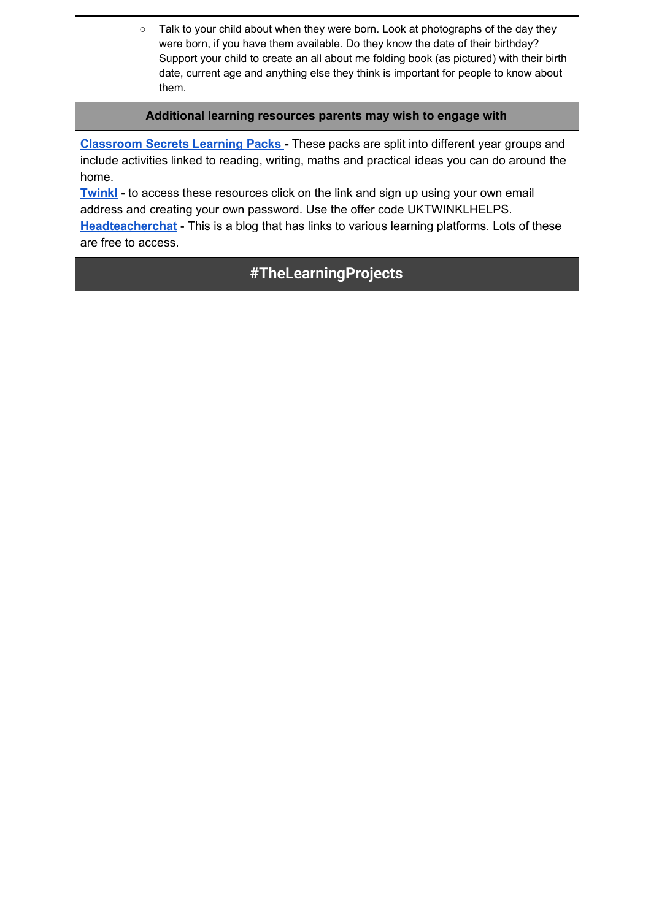- Talk to your child about when they were born. Look at photographs of the day they were born, if you have them available. Do they know the date of their birthday? Support your child to create an all about me folding book (as pictured) with their birth date, current age and anything else they think is important for people to know about them.

**Additional learning resources parents may wish to engage with**

**Classroom Secrets Learning Packs** - These packs are split into different year groups and include activities linked to reading, writing, maths and practical ideas you can do around the home.
**Twinkl** - to access these resources click on the link and sign up using your own email address and creating your own password. Use the offer code UKTWINKLHELPS.
**Headteacherchat** - This is a blog that has links to various learning platforms. Lots of these are free to access.

**#TheLearningProjects**